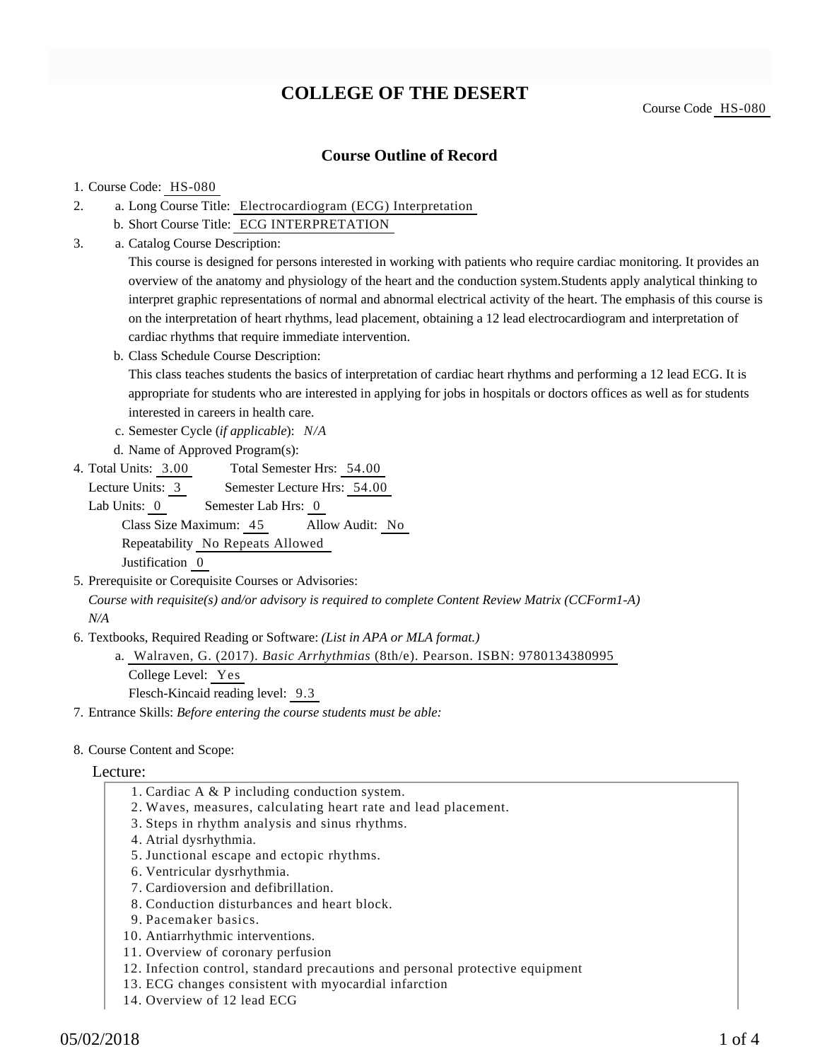# COLLEGE OF THE DESERT

Course Code HS-080

## Course Outline of Record

1. Course Code: HS-080
2. a. Long Course Title: Electrocardiogram (ECG) Interpretation
   b. Short Course Title: ECG INTERPRETATION
3. a. Catalog Course Description:
   This course is designed for persons interested in working with patients who require cardiac monitoring. It provides an overview of the anatomy and physiology of the heart and the conduction system.Students apply analytical thinking to interpret graphic representations of normal and abnormal electrical activity of the heart. The emphasis of this course is on the interpretation of heart rhythms, lead placement, obtaining a 12 lead electrocardiogram and interpretation of cardiac rhythms that require immediate intervention.
   b. Class Schedule Course Description:
   This class teaches students the basics of interpretation of cardiac heart rhythms and performing a 12 lead ECG. It is appropriate for students who are interested in applying for jobs in hospitals or doctors offices as well as for students interested in careers in health care.
   c. Semester Cycle (*if applicable*): *N/A*
   d. Name of Approved Program(s):
4. Total Units: 3.00 Total Semester Hrs: 54.00
   Lecture Units: 3 Semester Lecture Hrs: 54.00
   Lab Units: 0 Semester Lab Hrs: 0
   Class Size Maximum: 45 Allow Audit: No
   Repeatability No Repeats Allowed
   Justification 0
5. Prerequisite or Corequisite Courses or Advisories:
   *Course with requisite(s) and/or advisory is required to complete Content Review Matrix (CCForm1-A)*
   *N/A*
6. Textbooks, Required Reading or Software: *(List in APA or MLA format.)*
   a. Walraven, G. (2017). *Basic Arrhythmias* (8th/e). Pearson. ISBN: 9780134380995
      College Level: Yes
      Flesch-Kincaid reading level: 9.3
7. Entrance Skills: *Before entering the course students must be able:*
8. Course Content and Scope:

Lecture:

1. Cardiac A & P including conduction system.
2. Waves, measures, calculating heart rate and lead placement.
3. Steps in rhythm analysis and sinus rhythms.
4. Atrial dysrhythmia.
5. Junctional escape and ectopic rhythms.
6. Ventricular dysrhythmia.
7. Cardioversion and defibrillation.
8. Conduction disturbances and heart block.
9. Pacemaker basics.
10. Antiarrhythmic interventions.
11. Overview of coronary perfusion
12. Infection control, standard precautions and personal protective equipment
13. ECG changes consistent with myocardial infarction
14. Overview of 12 lead ECG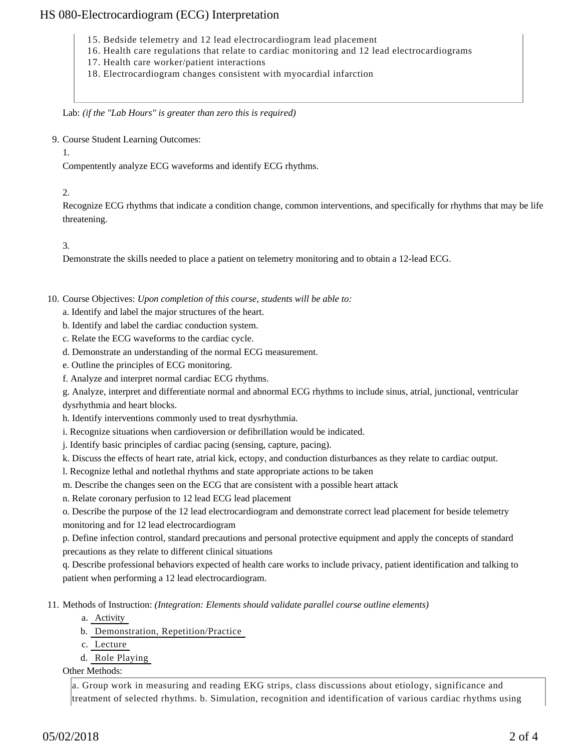15. Bedside telemetry and 12 lead electrocardiogram lead placement
16. Health care regulations that relate to cardiac monitoring and 12 lead electrocardiograms
17. Health care worker/patient interactions
18. Electrocardiogram changes consistent with myocardial infarction

Lab: *(if the "Lab Hours" is greater than zero this is required)*

9. Course Student Learning Outcomes:

   1.

   Compentently analyze ECG waveforms and identify ECG rhythms.

   2.

   Recognize ECG rhythms that indicate a condition change, common interventions, and specifically for rhythms that may be life threatening.

   3.

   Demonstrate the skills needed to place a patient on telemetry monitoring and to obtain a 12-lead ECG.

10. Course Objectives: *Upon completion of this course, students will be able to:*

    a. Identify and label the major structures of the heart.

    b. Identify and label the cardiac conduction system.

    c. Relate the ECG waveforms to the cardiac cycle.

    d. Demonstrate an understanding of the normal ECG measurement.

    e. Outline the principles of ECG monitoring.

    f. Analyze and interpret normal cardiac ECG rhythms.

    g. Analyze, interpret and differentiate normal and abnormal ECG rhythms to include sinus, atrial, junctional, ventricular dysrhythmia and heart blocks.

    h. Identify interventions commonly used to treat dysrhythmia.

    i. Recognize situations when cardioversion or defibrillation would be indicated.

    j. Identify basic principles of cardiac pacing (sensing, capture, pacing).

    k. Discuss the effects of heart rate, atrial kick, ectopy, and conduction disturbances as they relate to cardiac output.

    l. Recognize lethal and notlethal rhythms and state appropriate actions to be taken

    m. Describe the changes seen on the ECG that are consistent with a possible heart attack

    n. Relate coronary perfusion to 12 lead ECG lead placement

    o. Describe the purpose of the 12 lead electrocardiogram and demonstrate correct lead placement for beside telemetry monitoring and for 12 lead electrocardiogram

    p. Define infection control, standard precautions and personal protective equipment and apply the concepts of standard precautions as they relate to different clinical situations

    q. Describe professional behaviors expected of health care works to include privacy, patient identification and talking to patient when performing a 12 lead electrocardiogram.

11. Methods of Instruction: *(Integration: Elements should validate parallel course outline elements)*

    a. Activity
    b. Demonstration, Repetition/Practice
    c. Lecture
    d. Role Playing

    Other Methods:

    a. Group work in measuring and reading EKG strips, class discussions about etiology, significance and treatment of selected rhythms. b. Simulation, recognition and identification of various cardiac rhythms using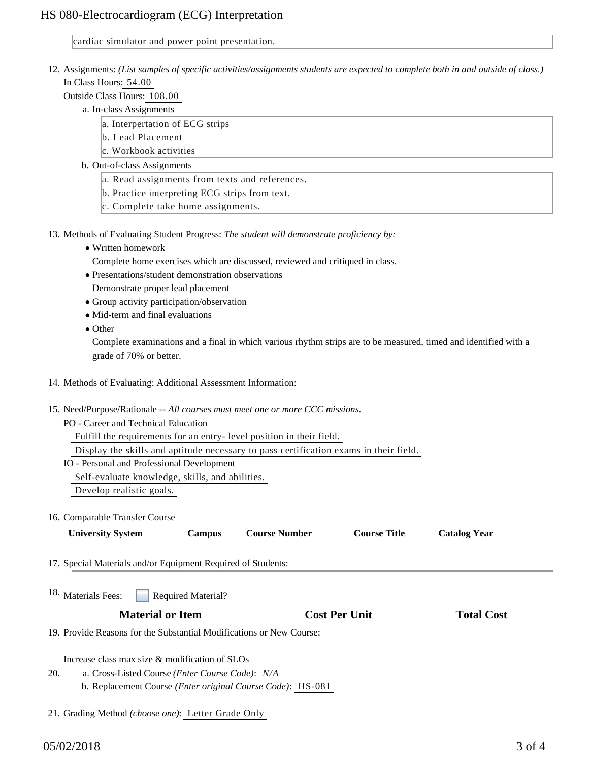cardiac simulator and power point presentation.

12. Assignments: *(List samples of specific activities/assignments students are expected to complete both in and outside of class.)*
    In Class Hours: 54.00
    Outside Class Hours: 108.00
    a. In-class Assignments
       a. Interpertation of ECG strips
       b. Lead Placement
       c. Workbook activities
    b. Out-of-class Assignments
       a. Read assignments from texts and references.
       b. Practice interpreting ECG strips from text.
       c. Complete take home assignments.

13. Methods of Evaluating Student Progress: *The student will demonstrate proficiency by:*
    - Written homework
      Complete home exercises which are discussed, reviewed and critiqued in class.
    - Presentations/student demonstration observations
      Demonstrate proper lead placement
    - Group activity participation/observation
    - Mid-term and final evaluations
    - Other
      Complete examinations and a final in which various rhythm strips are to be measured, timed and identified with a grade of 70% or better.

14. Methods of Evaluating: Additional Assessment Information:

15. Need/Purpose/Rationale -- *All courses must meet one or more CCC missions.*
    PO - Career and Technical Education
    Fulfill the requirements for an entry- level position in their field.
    Display the skills and aptitude necessary to pass certification exams in their field.
    IO - Personal and Professional Development
    Self-evaluate knowledge, skills, and abilities.
    Develop realistic goals.

16. Comparable Transfer Course

| University System | Campus | Course Number | Course Title | Catalog Year |
| --- | --- | --- | --- | --- |

17. Special Materials and/or Equipment Required of Students:

18. Materials Fees: ☐ Required Material?

| Material or Item | Cost Per Unit | Total Cost |
| --- | --- | --- |

19. Provide Reasons for the Substantial Modifications or New Course:

    Increase class max size & modification of SLOs

20. a. Cross-Listed Course *(Enter Course Code)*: *N/A*
    b. Replacement Course *(Enter original Course Code)*: HS-081

21. Grading Method *(choose one)*: Letter Grade Only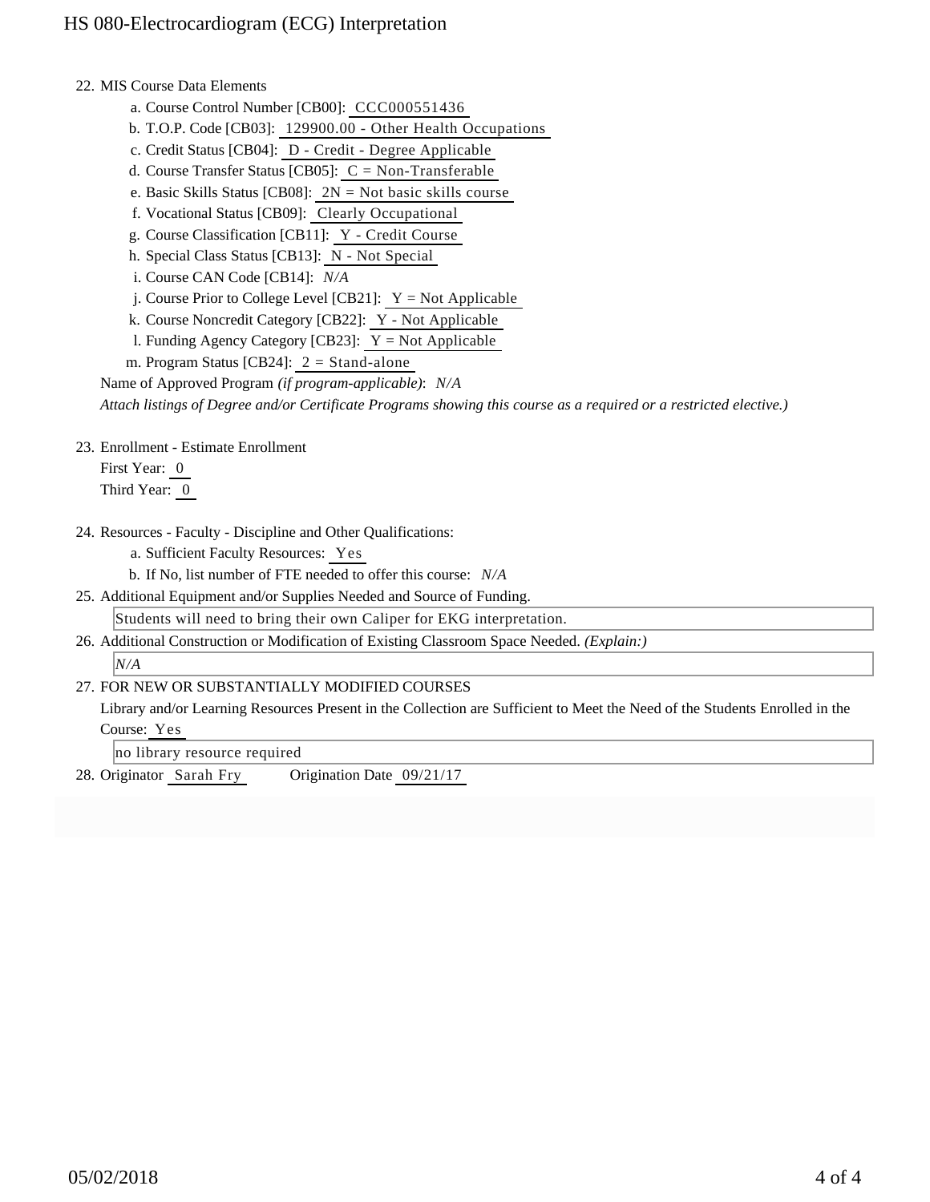22. MIS Course Data Elements
    a. Course Control Number [CB00]: CCC000551436
    b. T.O.P. Code [CB03]: 129900.00 - Other Health Occupations
    c. Credit Status [CB04]: D - Credit - Degree Applicable
    d. Course Transfer Status [CB05]: C = Non-Transferable
    e. Basic Skills Status [CB08]: 2N = Not basic skills course
    f. Vocational Status [CB09]: Clearly Occupational
    g. Course Classification [CB11]: Y - Credit Course
    h. Special Class Status [CB13]: N - Not Special
    i. Course CAN Code [CB14]: *N/A*
    j. Course Prior to College Level [CB21]: Y = Not Applicable
    k. Course Noncredit Category [CB22]: Y - Not Applicable
    l. Funding Agency Category [CB23]: Y = Not Applicable
    m. Program Status [CB24]: 2 = Stand-alone

    Name of Approved Program *(if program-applicable)*: *N/A*

    *Attach listings of Degree and/or Certificate Programs showing this course as a required or a restricted elective.)*

23. Enrollment - Estimate Enrollment

    First Year: 0

    Third Year: 0

24. Resources - Faculty - Discipline and Other Qualifications:
    a. Sufficient Faculty Resources: Yes
    b. If No, list number of FTE needed to offer this course: *N/A*

25. Additional Equipment and/or Supplies Needed and Source of Funding.

    Students will need to bring their own Caliper for EKG interpretation.

26. Additional Construction or Modification of Existing Classroom Space Needed. *(Explain:)*

    *N/A*

27. FOR NEW OR SUBSTANTIALLY MODIFIED COURSES

    Library and/or Learning Resources Present in the Collection are Sufficient to Meet the Need of the Students Enrolled in the Course: Yes

    no library resource required

28. Originator Sarah Fry     Origination Date 09/21/17